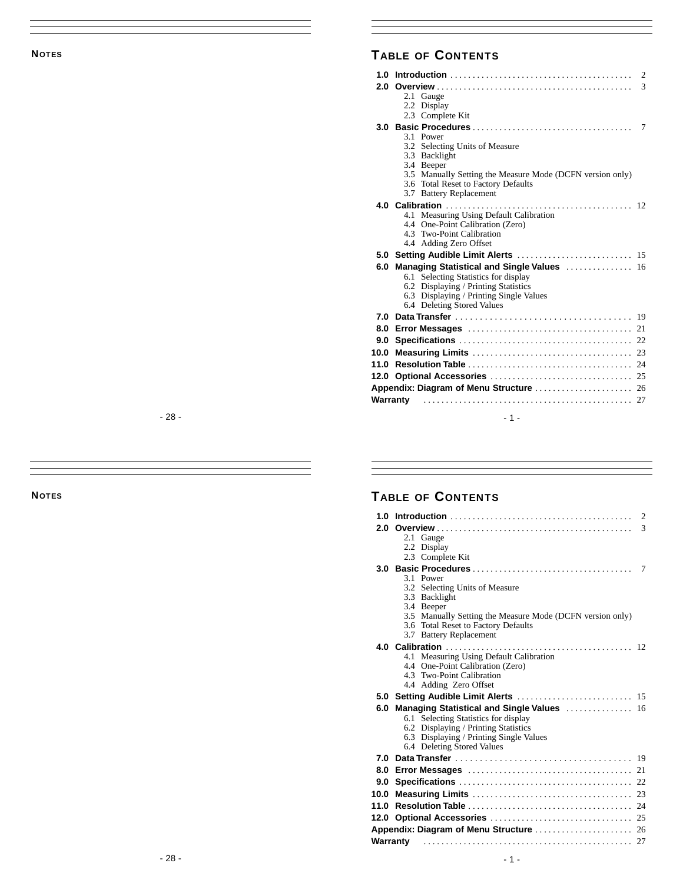## NOTES

## TABLE OF CONTENTS

**1.0 Introduction** ........................................ 2

**2.0 Overview** ........................................ 3
- 2.1 Gauge
- 2.2 Display
- 2.3 Complete Kit

**3.0 Basic Procedures** ........................................ 7
- 3.1 Power
- 3.2 Selecting Units of Measure
- 3.3 Backlight
- 3.4 Beeper
- 3.5 Manually Setting the Measure Mode (DCFN version only)
- 3.6 Total Reset to Factory Defaults
- 3.7 Battery Replacement

**4.0 Calibration** ........................................ 12
- 4.1 Measuring Using Default Calibration
- 4.4 One-Point Calibration (Zero)
- 4.3 Two-Point Calibration
- 4.4 Adding Zero Offset

**5.0 Setting Audible Limit Alerts** ........................................ 15

**6.0 Managing Statistical and Single Values** ........................................ 16
- 6.1 Selecting Statistics for display
- 6.2 Displaying / Printing Statistics
- 6.3 Displaying / Printing Single Values
- 6.4 Deleting Stored Values

**7.0 Data Transfer** ........................................ 19

**8.0 Error Messages** ........................................ 21

**9.0 Specifications** ........................................ 22

**10.0 Measuring Limits** ........................................ 23

**11.0 Resolution Table** ........................................ 24

**12.0 Optional Accessories** ........................................ 25

**Appendix: Diagram of Menu Structure** ........................................ 26

**Warranty** ........................................ 27

## NOTES

## TABLE OF CONTENTS

**1.0 Introduction** ........................................ 2

**2.0 Overview** ........................................ 3
- 2.1 Gauge
- 2.2 Display
- 2.3 Complete Kit

**3.0 Basic Procedures** ........................................ 7
- 3.1 Power
- 3.2 Selecting Units of Measure
- 3.3 Backlight
- 3.4 Beeper
- 3.5 Manually Setting the Measure Mode (DCFN version only)
- 3.6 Total Reset to Factory Defaults
- 3.7 Battery Replacement

**4.0 Calibration** ........................................ 12
- 4.1 Measuring Using Default Calibration
- 4.4 One-Point Calibration (Zero)
- 4.3 Two-Point Calibration
- 4.4 Adding Zero Offset

**5.0 Setting Audible Limit Alerts** ........................................ 15

**6.0 Managing Statistical and Single Values** ........................................ 16
- 6.1 Selecting Statistics for display
- 6.2 Displaying / Printing Statistics
- 6.3 Displaying / Printing Single Values
- 6.4 Deleting Stored Values

**7.0 Data Transfer** ........................................ 19

**8.0 Error Messages** ........................................ 21

**9.0 Specifications** ........................................ 22

**10.0 Measuring Limits** ........................................ 23

**11.0 Resolution Table** ........................................ 24

**12.0 Optional Accessories** ........................................ 25

**Appendix: Diagram of Menu Structure** ........................................ 26

**Warranty** ........................................ 27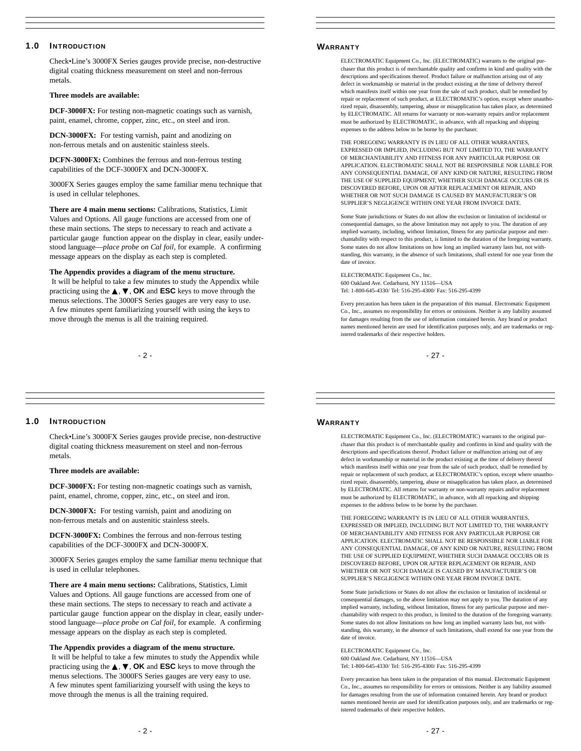## 1.0 Introduction

Check•Line's 3000FX Series gauges provide precise, non-destructive digital coating thickness measurement on steel and non-ferrous metals.

**Three models are available:**

**DCF-3000FX:** For testing non-magnetic coatings such as varnish, paint, enamel, chrome, copper, zinc, etc., on steel and iron.

**DCN-3000FX:** For testing varnish, paint and anodizing on non-ferrous metals and on austenitic stainless steels.

**DCFN-3000FX:** Combines the ferrous and non-ferrous testing capabilities of the DCF-3000FX and DCN-3000FX.

3000FX Series gauges employ the same familiar menu technique that is used in cellular telephones.

**There are 4 main menu sections:** Calibrations, Statistics, Limit Values and Options. All gauge functions are accessed from one of these main sections. The steps to necessary to reach and activate a particular gauge function appear on the display in clear, easily understood language—*place probe on Cal foil*, for example. A confirming message appears on the display as each step is completed.

**The Appendix provides a diagram of the menu structure.** It will be helpful to take a few minutes to study the Appendix while practicing using the ▲, ▼, **OK** and **ESC** keys to move through the menus selections. The 3000FS Series gauges are very easy to use. A few minutes spent familiarizing yourself with using the keys to move through the menus is all the training required.

## Warranty

ELECTROMATIC Equipment Co., Inc. (ELECTROMATIC) warrants to the original purchaser that this product is of merchantable quality and confirms in kind and quality with the descriptions and specifications thereof. Product failure or malfunction arising out of any defect in workmanship or material in the product existing at the time of delivery thereof which manifests itself within one year from the sale of such product, shall be remedied by repair or replacement of such product, at ELECTROMATIC's option, except where unauthorized repair, disassembly, tampering, abuse or misapplication has taken place, as determined by ELECTROMATIC. All returns for warranty or non-warranty repairs and/or replacement must be authorized by ELECTROMATIC, in advance, with all repacking and shipping expenses to the address below to be borne by the purchaser.

THE FOREGOING WARRANTY IS IN LIEU OF ALL OTHER WARRANTIES, EXPRESSED OR IMPLIED, INCLUDING BUT NOT LIMITED TO, THE WARRANTY OF MERCHANTABILITY AND FITNESS FOR ANY PARTICULAR PURPOSE OR APPLICATION. ELECTROMATIC SHALL NOT BE RESPONSIBLE NOR LIABLE FOR ANY CONSEQUENTIAL DAMAGE, OF ANY KIND OR NATURE, RESULTING FROM THE USE OF SUPPLIED EQUIPMENT, WHETHER SUCH DAMAGE OCCURS OR IS DISCOVERED BEFORE, UPON OR AFTER REPLACEMENT OR REPAIR, AND WHETHER OR NOT SUCH DAMAGE IS CAUSED BY MANUFACTURER'S OR SUPPLIER'S NEGLIGENCE WITHIN ONE YEAR FROM INVOICE DATE.

Some State jurisdictions or States do not allow the exclusion or limitation of incidental or consequential damages, so the above limitation may not apply to you. The duration of any implied warranty, including, without limitation, fitness for any particular purpose and merchantability with respect to this product, is limited to the duration of the foregoing warranty. Some states do not allow limitations on how long an implied warranty lasts but, not withstanding, this warranty, in the absence of such limitations, shall extend for one year from the date of invoice.

ELECTROMATIC Equipment Co., Inc.
600 Oakland Ave. Cedarhurst, NY 11516—USA
Tel: 1-800-645-4330/ Tel: 516-295-4300/ Fax: 516-295-4399

Every precaution has been taken in the preparation of this manual. Electromatic Equipment Co., Inc., assumes no responsibility for errors or omissions. Neither is any liability assumed for damages resulting from the use of information contained herein. Any brand or product names mentioned herein are used for identification purposes only, and are trademarks or registered trademarks of their respective holders.

## 1.0 Introduction

Check•Line's 3000FX Series gauges provide precise, non-destructive digital coating thickness measurement on steel and non-ferrous metals.

**Three models are available:**

**DCF-3000FX:** For testing non-magnetic coatings such as varnish, paint, enamel, chrome, copper, zinc, etc., on steel and iron.

**DCN-3000FX:** For testing varnish, paint and anodizing on non-ferrous metals and on austenitic stainless steels.

**DCFN-3000FX:** Combines the ferrous and non-ferrous testing capabilities of the DCF-3000FX and DCN-3000FX.

3000FX Series gauges employ the same familiar menu technique that is used in cellular telephones.

**There are 4 main menu sections:** Calibrations, Statistics, Limit Values and Options. All gauge functions are accessed from one of these main sections. The steps to necessary to reach and activate a particular gauge function appear on the display in clear, easily understood language—*place probe on Cal foil*, for example. A confirming message appears on the display as each step is completed.

**The Appendix provides a diagram of the menu structure.** It will be helpful to take a few minutes to study the Appendix while practicing using the ▲, ▼, **OK** and **ESC** keys to move through the menus selections. The 3000FS Series gauges are very easy to use. A few minutes spent familiarizing yourself with using the keys to move through the menus is all the training required.

## Warranty

ELECTROMATIC Equipment Co., Inc. (ELECTROMATIC) warrants to the original purchaser that this product is of merchantable quality and confirms in kind and quality with the descriptions and specifications thereof. Product failure or malfunction arising out of any defect in workmanship or material in the product existing at the time of delivery thereof which manifests itself within one year from the sale of such product, shall be remedied by repair or replacement of such product, at ELECTROMATIC's option, except where unauthorized repair, disassembly, tampering, abuse or misapplication has taken place, as determined by ELECTROMATIC. All returns for warranty or non-warranty repairs and/or replacement must be authorized by ELECTROMATIC, in advance, with all repacking and shipping expenses to the address below to be borne by the purchaser.

THE FOREGOING WARRANTY IS IN LIEU OF ALL OTHER WARRANTIES, EXPRESSED OR IMPLIED, INCLUDING BUT NOT LIMITED TO, THE WARRANTY OF MERCHANTABILITY AND FITNESS FOR ANY PARTICULAR PURPOSE OR APPLICATION. ELECTROMATIC SHALL NOT BE RESPONSIBLE NOR LIABLE FOR ANY CONSEQUENTIAL DAMAGE, OF ANY KIND OR NATURE, RESULTING FROM THE USE OF SUPPLIED EQUIPMENT, WHETHER SUCH DAMAGE OCCURS OR IS DISCOVERED BEFORE, UPON OR AFTER REPLACEMENT OR REPAIR, AND WHETHER OR NOT SUCH DAMAGE IS CAUSED BY MANUFACTURER'S OR SUPPLIER'S NEGLIGENCE WITHIN ONE YEAR FROM INVOICE DATE.

Some State jurisdictions or States do not allow the exclusion or limitation of incidental or consequential damages, so the above limitation may not apply to you. The duration of any implied warranty, including, without limitation, fitness for any particular purpose and merchantability with respect to this product, is limited to the duration of the foregoing warranty. Some states do not allow limitations on how long an implied warranty lasts but, not withstanding, this warranty, in the absence of such limitations, shall extend for one year from the date of invoice.

ELECTROMATIC Equipment Co., Inc.
600 Oakland Ave. Cedarhurst, NY 11516—USA
Tel: 1-800-645-4330/ Tel: 516-295-4300/ Fax: 516-295-4399

Every precaution has been taken in the preparation of this manual. Electromatic Equipment Co., Inc., assumes no responsibility for errors or omissions. Neither is any liability assumed for damages resulting from the use of information contained herein. Any brand or product names mentioned herein are used for identification purposes only, and are trademarks or registered trademarks of their respective holders.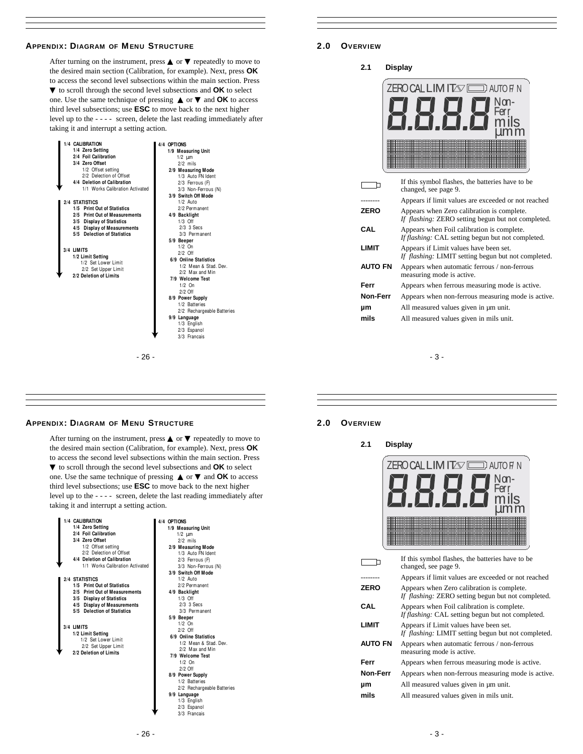## Appendix: Diagram of Menu Structure

After turning on the instrument, press ▲ or ▼ repeatedly to move to the desired main section (Calibration, for example). Next, press **OK** to access the second level subsections within the main section. Press ▼ to scroll through the second level subsections and **OK** to select one. Use the same technique of pressing ▲ or ▼ and **OK** to access third level subsections; use **ESC** to move back to the next higher level up to the - - - - screen, delete the last reading immediately after taking it and interrupt a setting action.

**1/4 CALIBRATION**
- **1/4 Zero Setting**
- **2/4 Foil Calibration**
- **3/4 Zero Offset**
  - 1/2 Offset setting
  - 2/2 Delection of Offset
- **4/4 Deletion of Calibration**
  - 1/1 Works Calibration Activated

**2/4 STATISTICS**
- **1/5 Print Out of Statistics**
- **2/5 Print Out of Measurements**
- **3/5 Display of Statistics**
- **4/5 Display of Measurements**
- **5/5 Delection of Statistics**

**3/4 LIMITS**
- **1/2 Limit Setting**
  - 1/2 Set Lower Limit
  - 2/2 Set Upper Limit
- **2/2 Deletion of Limits**

**4/4 OPTIONS**
- **1/9 Measuring Unit**
  - 1/2 µm
  - 2/2 mils
- **2/9 Measuring Mode**
  - 1/3 Auto FN Ident
  - 2/3 Ferrous (F)
  - 3/3 Non-Ferrous (N)
- **3/9 Switch Off Mode**
  - 1/2 Auto
  - 2/2 Permanent
- **4/9 Backlight**
  - 1/3 Off
  - 2/3 3 Secs
  - 3/3 Permanent
- **5/9 Beeper**
  - 1/2 On
  - 2/2 Off
- **6/9 Online Statistics**
  - 1/2 Mean & Stad. Dev.
  - 2/2 Max and Min
- **7/9 Welcome Test**
  - 1/2 On
  - 2/2 Off
- **8/9 Power Supply**
  - 1/2 Batteries
  - 2/2 Rechargeable Batteries
- **9/9 Language**
  - 1/3 English
  - 2/3 Espanol
  - 3/3 Francais

## 2.0 Overview

### 2.1 Display

ZERO CAL LIMIT AUTO F/N 8.8.8.8 Non-Ferr mils µm

| Symbol | Description |
|---|---|
| (battery symbol) | If this symbol flashes, the batteries have to be changed, see page 9. |
| -------- | Appears if limit values are exceeded or not reached |
| **ZERO** | Appears when Zero calibration is complete. *If flashing:* ZERO setting begun but not completed. |
| **CAL** | Appears when Foil calibration is complete. *If flashing:* CAL setting begun but not completed. |
| **LIMIT** | Appears if Limit values have been set. *If flashing:* LIMIT setting begun but not completed. |
| **AUTO FN** | Appears when automatic ferrous / non-ferrous measuring mode is active. |
| **Ferr** | Appears when ferrous measuring mode is active. |
| **Non-Ferr** | Appears when non-ferrous measuring mode is active. |
| **µm** | All measured values given in µm unit. |
| **mils** | All measured values given in mils unit. |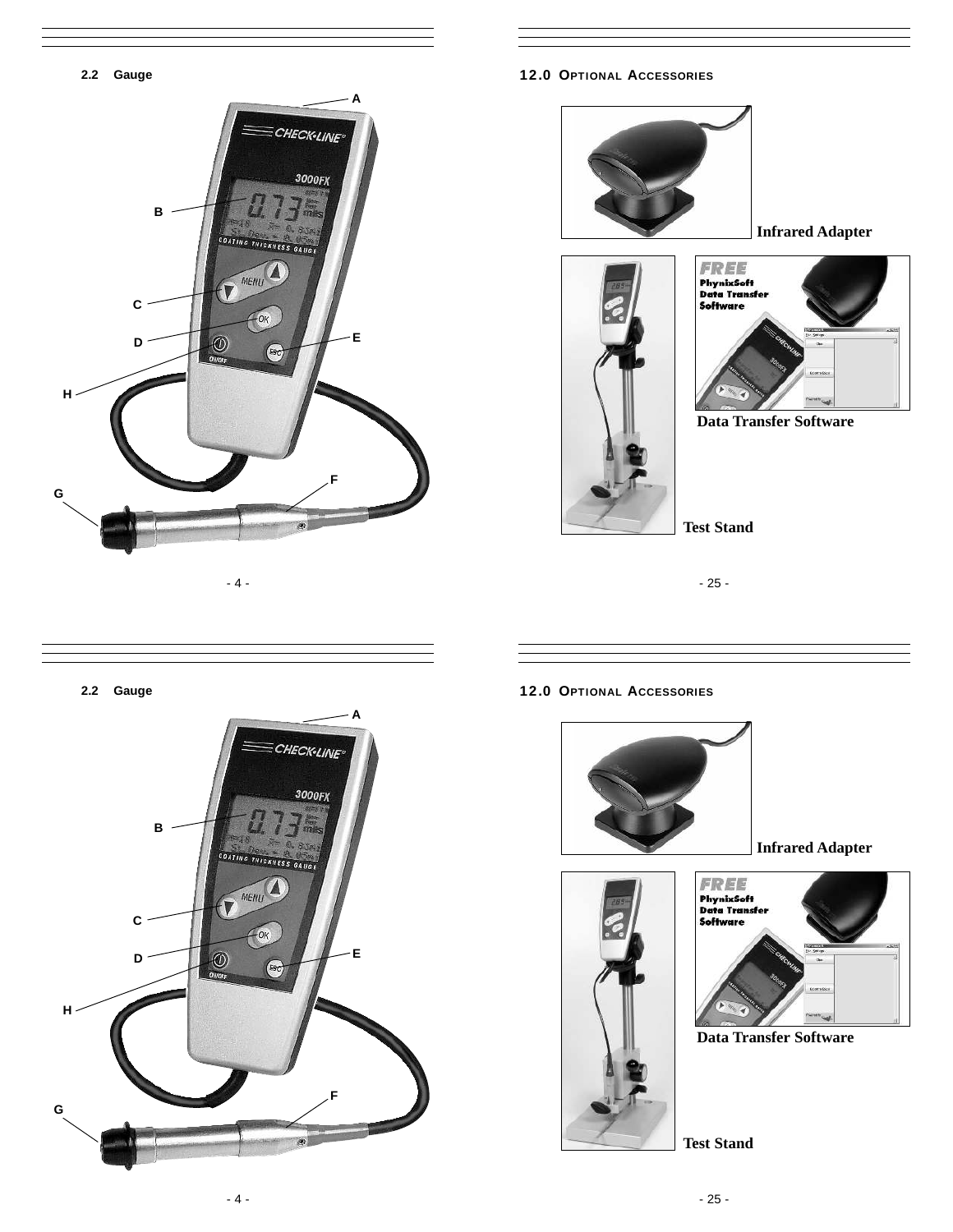## 2.2 Gauge

A

B

C

D

E

H

F

G

## 12.0 Optional Accessories

**Infrared Adapter**

**Data Transfer Software**

**Test Stand**

## 2.2 Gauge

A

B

C

D

E

H

F

G

## 12.0 Optional Accessories

**Infrared Adapter**

**Data Transfer Software**

**Test Stand**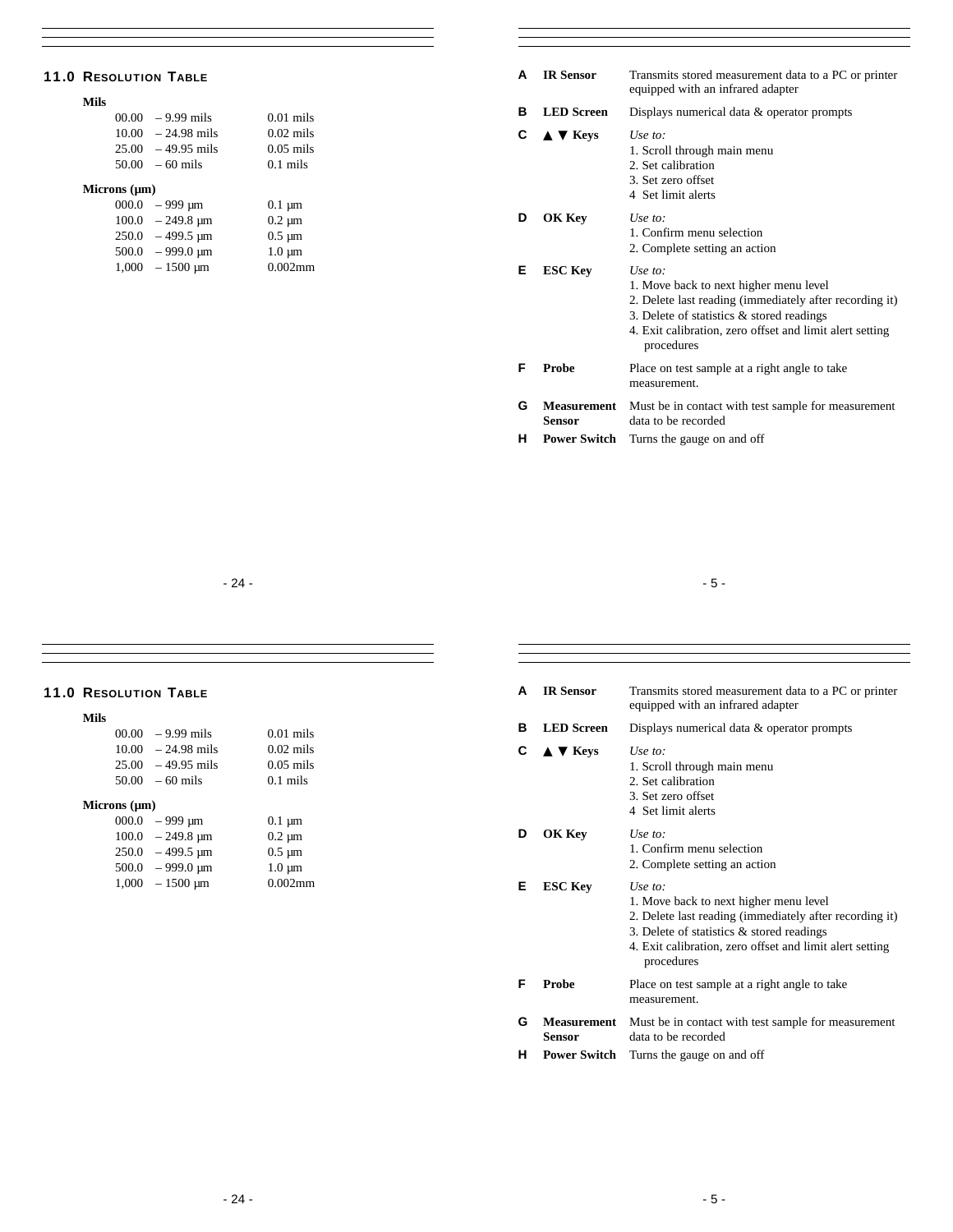## 11.0 Resolution Table

**Mils**

| Range | Resolution |
|---|---|
| 00.00 – 9.99 mils | 0.01 mils |
| 10.00 – 24.98 mils | 0.02 mils |
| 25.00 – 49.95 mils | 0.05 mils |
| 50.00 – 60 mils | 0.1 mils |

**Microns (µm)**

| Range | Resolution |
|---|---|
| 000.0 – 999 µm | 0.1 µm |
| 100.0 – 249.8 µm | 0.2 µm |
| 250.0 – 499.5 µm | 0.5 µm |
| 500.0 – 999.0 µm | 1.0 µm |
| 1,000 – 1500 µm | 0.002mm |

| | | |
|---|---|---|
| **A** | **IR Sensor** | Transmits stored measurement data to a PC or printer equipped with an infrared adapter |
| **B** | **LED Screen** | Displays numerical data & operator prompts |
| **C** | **▲ ▼ Keys** | *Use to:*<br>1. Scroll through main menu<br>2. Set calibration<br>3. Set zero offset<br>4 Set limit alerts |
| **D** | **OK Key** | *Use to:*<br>1. Confirm menu selection<br>2. Complete setting an action |
| **E** | **ESC Key** | *Use to:*<br>1. Move back to next higher menu level<br>2. Delete last reading (immediately after recording it)<br>3. Delete of statistics & stored readings<br>4. Exit calibration, zero offset and limit alert setting procedures |
| **F** | **Probe** | Place on test sample at a right angle to take measurement. |
| **G** | **Measurement Sensor** | Must be in contact with test sample for measurement data to be recorded |
| **H** | **Power Switch** | Turns the gauge on and off |

## 11.0 Resolution Table

**Mils**

| Range | Resolution |
|---|---|
| 00.00 – 9.99 mils | 0.01 mils |
| 10.00 – 24.98 mils | 0.02 mils |
| 25.00 – 49.95 mils | 0.05 mils |
| 50.00 – 60 mils | 0.1 mils |

**Microns (µm)**

| Range | Resolution |
|---|---|
| 000.0 – 999 µm | 0.1 µm |
| 100.0 – 249.8 µm | 0.2 µm |
| 250.0 – 499.5 µm | 0.5 µm |
| 500.0 – 999.0 µm | 1.0 µm |
| 1,000 – 1500 µm | 0.002mm |

| | | |
|---|---|---|
| **A** | **IR Sensor** | Transmits stored measurement data to a PC or printer equipped with an infrared adapter |
| **B** | **LED Screen** | Displays numerical data & operator prompts |
| **C** | **▲ ▼ Keys** | *Use to:*<br>1. Scroll through main menu<br>2. Set calibration<br>3. Set zero offset<br>4 Set limit alerts |
| **D** | **OK Key** | *Use to:*<br>1. Confirm menu selection<br>2. Complete setting an action |
| **E** | **ESC Key** | *Use to:*<br>1. Move back to next higher menu level<br>2. Delete last reading (immediately after recording it)<br>3. Delete of statistics & stored readings<br>4. Exit calibration, zero offset and limit alert setting procedures |
| **F** | **Probe** | Place on test sample at a right angle to take measurement. |
| **G** | **Measurement Sensor** | Must be in contact with test sample for measurement data to be recorded |
| **H** | **Power Switch** | Turns the gauge on and off |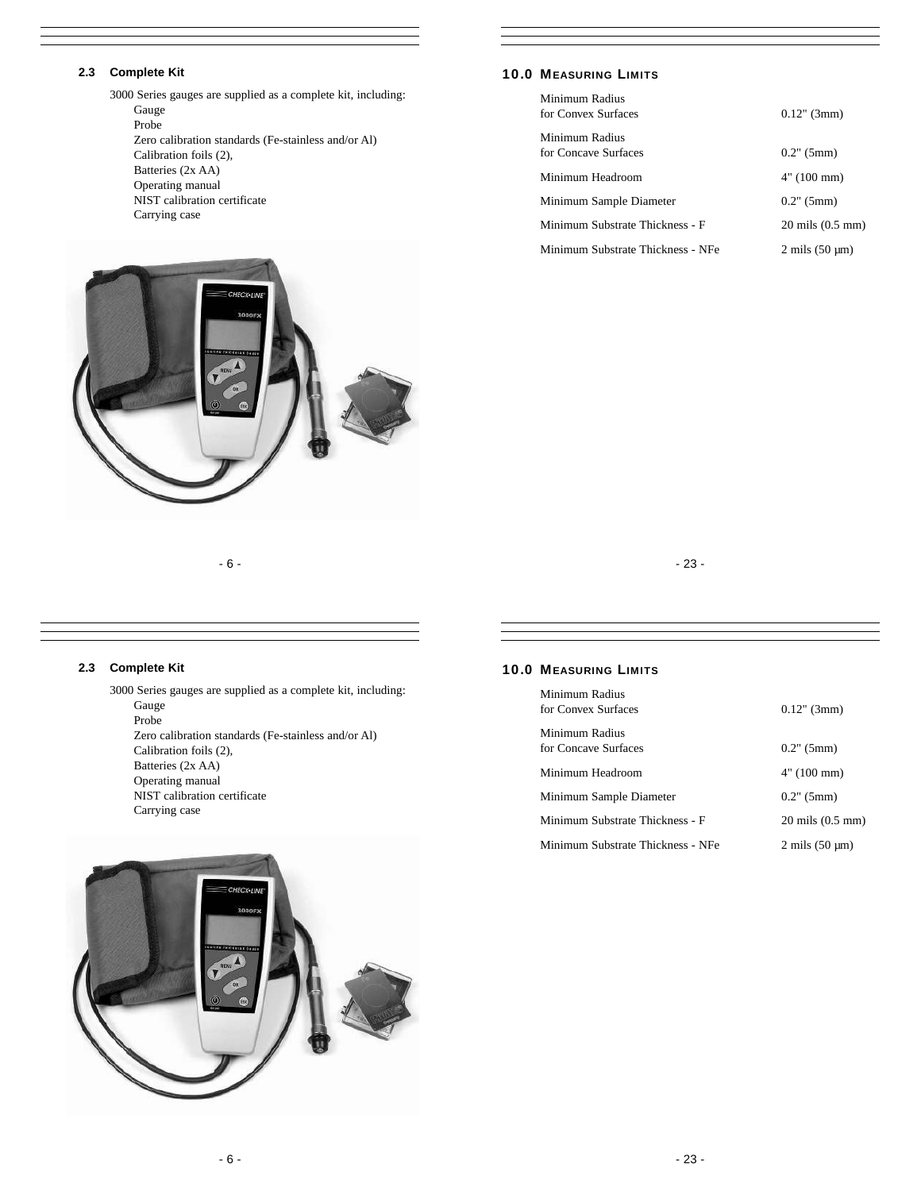## 2.3 Complete Kit

3000 Series gauges are supplied as a complete kit, including:

- Gauge
- Probe
- Zero calibration standards (Fe-stainless and/or Al)
- Calibration foils (2),
- Batteries (2x AA)
- Operating manual
- NIST calibration certificate
- Carrying case

## 10.0 Measuring Limits

| | |
|---|---|
| Minimum Radius for Convex Surfaces | 0.12" (3mm) |
| Minimum Radius for Concave Surfaces | 0.2" (5mm) |
| Minimum Headroom | 4" (100 mm) |
| Minimum Sample Diameter | 0.2" (5mm) |
| Minimum Substrate Thickness - F | 20 mils (0.5 mm) |
| Minimum Substrate Thickness - NFe | 2 mils (50 µm) |

## 2.3 Complete Kit

3000 Series gauges are supplied as a complete kit, including:

- Gauge
- Probe
- Zero calibration standards (Fe-stainless and/or Al)
- Calibration foils (2),
- Batteries (2x AA)
- Operating manual
- NIST calibration certificate
- Carrying case

## 10.0 Measuring Limits

| | |
|---|---|
| Minimum Radius for Convex Surfaces | 0.12" (3mm) |
| Minimum Radius for Concave Surfaces | 0.2" (5mm) |
| Minimum Headroom | 4" (100 mm) |
| Minimum Sample Diameter | 0.2" (5mm) |
| Minimum Substrate Thickness - F | 20 mils (0.5 mm) |
| Minimum Substrate Thickness - NFe | 2 mils (50 µm) |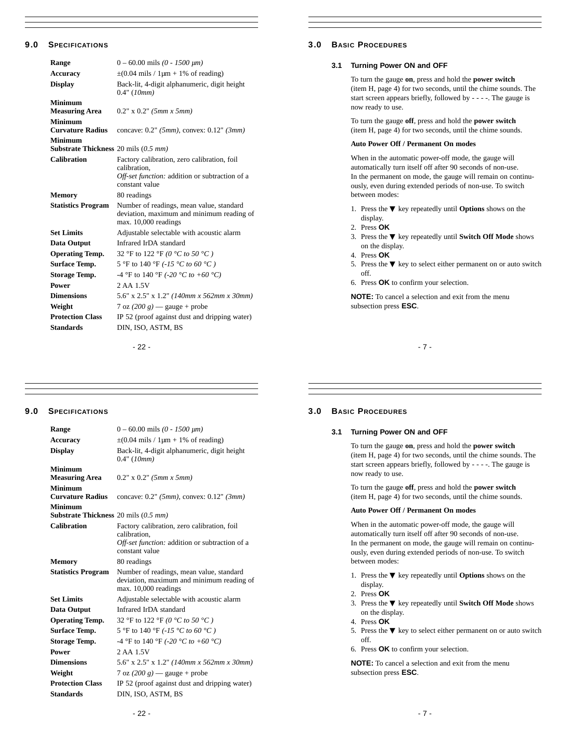## 9.0 Specifications

| | |
|---|---|
| **Range** | 0 – 60.00 mils *(0 - 1500 µm)* |
| **Accuracy** | ±(0.04 mils / 1µm + 1% of reading) |
| **Display** | Back-lit, 4-digit alphanumeric, digit height 0.4" (*10mm)* |
| **Minimum Measuring Area** | 0.2" x 0.2" *(5mm x 5mm)* |
| **Minimum Curvature Radius** | concave: 0.2" *(5mm)*, convex: 0.12" *(3mm)* |
| **Minimum Substrate Thickness** | 20 mils (*0.5 mm)* |
| **Calibration** | Factory calibration, zero calibration, foil calibration, *Off-set function:* addition or subtraction of a constant value |
| **Memory** | 80 readings |
| **Statistics Program** | Number of readings, mean value, standard deviation, maximum and minimum reading of max. 10,000 readings |
| **Set Limits** | Adjustable selectable with acoustic alarm |
| **Data Output** | Infrared IrDA standard |
| **Operating Temp.** | 32 °F to 122 °F *(0 °C to 50 °C )* |
| **Surface Temp.** | 5 °F to 140 °F *(-15 °C to 60 °C )* |
| **Storage Temp.** | -4 °F to 140 °F *(-20 °C to +60 °C)* |
| **Power** | 2 AA 1.5V |
| **Dimensions** | 5.6" x 2.5" x 1.2" *(140mm x 562mm x 30mm)* |
| **Weight** | 7 oz *(200 g)* — gauge + probe |
| **Protection Class** | IP 52 (proof against dust and dripping water) |
| **Standards** | DIN, ISO, ASTM, BS |

## 3.0 Basic Procedures

### 3.1 Turning Power ON and OFF

To turn the gauge **on**, press and hold the **power switch** (item H, page 4) for two seconds, until the chime sounds. The start screen appears briefly, followed by - - - -. The gauge is now ready to use.

To turn the gauge **off**, press and hold the **power switch** (item H, page 4) for two seconds, until the chime sounds.

**Auto Power Off / Permanent On modes**

When in the automatic power-off mode, the gauge will automatically turn itself off after 90 seconds of non-use. In the permanent on mode, the gauge will remain on continuously, even during extended periods of non-use. To switch between modes:

1. Press the ▼ key repeatedly until **Options** shows on the display.
2. Press **OK**
3. Press the ▼ key repeatedly until **Switch Off Mode** shows on the display.
4. Press **OK**
5. Press the ▼ key to select either permanent on or auto switch off.
6. Press **OK** to confirm your selection.

**NOTE:** To cancel a selection and exit from the menu subsection press **ESC**.

## 9.0 Specifications

| | |
|---|---|
| **Range** | 0 – 60.00 mils *(0 - 1500 µm)* |
| **Accuracy** | ±(0.04 mils / 1µm + 1% of reading) |
| **Display** | Back-lit, 4-digit alphanumeric, digit height 0.4" (*10mm)* |
| **Minimum Measuring Area** | 0.2" x 0.2" *(5mm x 5mm)* |
| **Minimum Curvature Radius** | concave: 0.2" *(5mm)*, convex: 0.12" *(3mm)* |
| **Minimum Substrate Thickness** | 20 mils (*0.5 mm)* |
| **Calibration** | Factory calibration, zero calibration, foil calibration, *Off-set function:* addition or subtraction of a constant value |
| **Memory** | 80 readings |
| **Statistics Program** | Number of readings, mean value, standard deviation, maximum and minimum reading of max. 10,000 readings |
| **Set Limits** | Adjustable selectable with acoustic alarm |
| **Data Output** | Infrared IrDA standard |
| **Operating Temp.** | 32 °F to 122 °F *(0 °C to 50 °C )* |
| **Surface Temp.** | 5 °F to 140 °F *(-15 °C to 60 °C )* |
| **Storage Temp.** | -4 °F to 140 °F *(-20 °C to +60 °C)* |
| **Power** | 2 AA 1.5V |
| **Dimensions** | 5.6" x 2.5" x 1.2" *(140mm x 562mm x 30mm)* |
| **Weight** | 7 oz *(200 g)* — gauge + probe |
| **Protection Class** | IP 52 (proof against dust and dripping water) |
| **Standards** | DIN, ISO, ASTM, BS |

## 3.0 Basic Procedures

### 3.1 Turning Power ON and OFF

To turn the gauge **on**, press and hold the **power switch** (item H, page 4) for two seconds, until the chime sounds. The start screen appears briefly, followed by - - - -. The gauge is now ready to use.

To turn the gauge **off**, press and hold the **power switch** (item H, page 4) for two seconds, until the chime sounds.

**Auto Power Off / Permanent On modes**

When in the automatic power-off mode, the gauge will automatically turn itself off after 90 seconds of non-use. In the permanent on mode, the gauge will remain on continuously, even during extended periods of non-use. To switch between modes:

1. Press the ▼ key repeatedly until **Options** shows on the display.
2. Press **OK**
3. Press the ▼ key repeatedly until **Switch Off Mode** shows on the display.
4. Press **OK**
5. Press the ▼ key to select either permanent on or auto switch off.
6. Press **OK** to confirm your selection.

**NOTE:** To cancel a selection and exit from the menu subsection press **ESC**.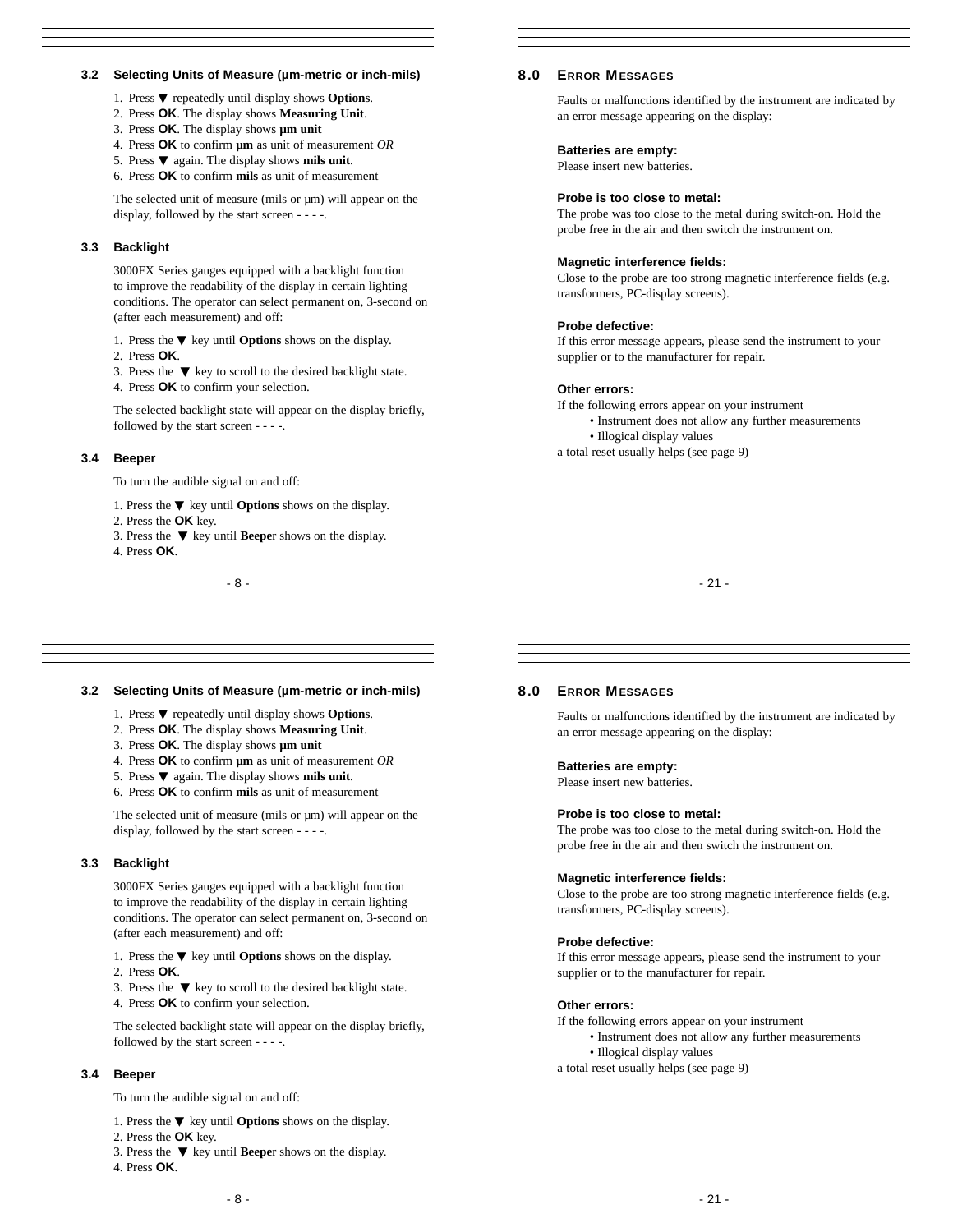### 3.2 Selecting Units of Measure (µm-metric or inch-mils)

1. Press ▼ repeatedly until display shows **Options**.
2. Press **OK**. The display shows **Measuring Unit**.
3. Press **OK**. The display shows **µm unit**
4. Press **OK** to confirm **µm** as unit of measurement *OR*
5. Press ▼ again. The display shows **mils unit**.
6. Press **OK** to confirm **mils** as unit of measurement

The selected unit of measure (mils or µm) will appear on the display, followed by the start screen - - - -.

### 3.3 Backlight

3000FX Series gauges equipped with a backlight function to improve the readability of the display in certain lighting conditions. The operator can select permanent on, 3-second on (after each measurement) and off:

1. Press the ▼ key until **Options** shows on the display.
2. Press **OK**.
3. Press the ▼ key to scroll to the desired backlight state.
4. Press **OK** to confirm your selection.

The selected backlight state will appear on the display briefly, followed by the start screen - - - -.

### 3.4 Beeper

To turn the audible signal on and off:

1. Press the ▼ key until **Options** shows on the display.
2. Press the **OK** key.
3. Press the ▼ key until **Beepe**r shows on the display.
4. Press **OK**.

## 8.0 Error Messages

Faults or malfunctions identified by the instrument are indicated by an error message appearing on the display:

**Batteries are empty:**
Please insert new batteries.

**Probe is too close to metal:**
The probe was too close to the metal during switch-on. Hold the probe free in the air and then switch the instrument on.

**Magnetic interference fields:**
Close to the probe are too strong magnetic interference fields (e.g. transformers, PC-display screens).

**Probe defective:**
If this error message appears, please send the instrument to your supplier or to the manufacturer for repair.

**Other errors:**
If the following errors appear on your instrument

- Instrument does not allow any further measurements
- Illogical display values

a total reset usually helps (see page 9)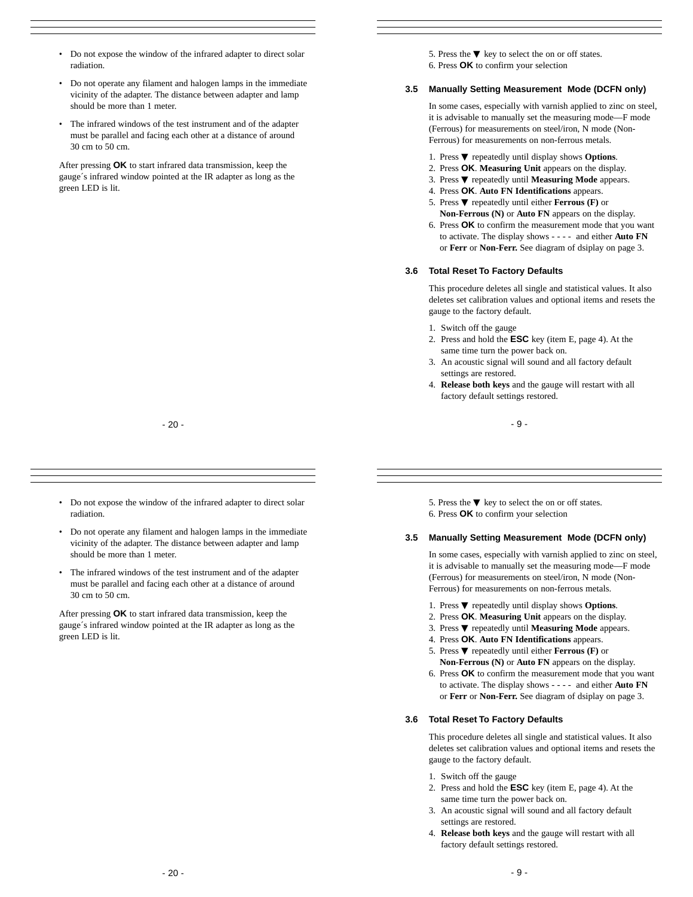- Do not expose the window of the infrared adapter to direct solar radiation.
- Do not operate any filament and halogen lamps in the immediate vicinity of the adapter. The distance between adapter and lamp should be more than 1 meter.
- The infrared windows of the test instrument and of the adapter must be parallel and facing each other at a distance of around 30 cm to 50 cm.

After pressing **OK** to start infrared data transmission, keep the gauge´s infrared window pointed at the IR adapter as long as the green LED is lit.

5. Press the ▼ key to select the on or off states.
6. Press **OK** to confirm your selection

### 3.5 Manually Setting Measurement Mode (DCFN only)

In some cases, especially with varnish applied to zinc on steel, it is advisable to manually set the measuring mode—F mode (Ferrous) for measurements on steel/iron, N mode (Non-Ferrous) for measurements on non-ferrous metals.

1. Press ▼ repeatedly until display shows **Options**.
2. Press **OK**. **Measuring Unit** appears on the display.
3. Press ▼ repeatedly until **Measuring Mode** appears.
4. Press **OK**. **Auto FN Identifications** appears.
5. Press ▼ repeatedly until either **Ferrous (F)** or **Non-Ferrous (N)** or **Auto FN** appears on the display.
6. Press **OK** to confirm the measurement mode that you want to activate. The display shows - - - - and either **Auto FN** or **Ferr** or **Non-Ferr.** See diagram of dsiplay on page 3.

### 3.6 Total Reset To Factory Defaults

This procedure deletes all single and statistical values. It also deletes set calibration values and optional items and resets the gauge to the factory default.

1. Switch off the gauge
2. Press and hold the **ESC** key (item E, page 4). At the same time turn the power back on.
3. An acoustic signal will sound and all factory default settings are restored.
4. **Release both keys** and the gauge will restart with all factory default settings restored.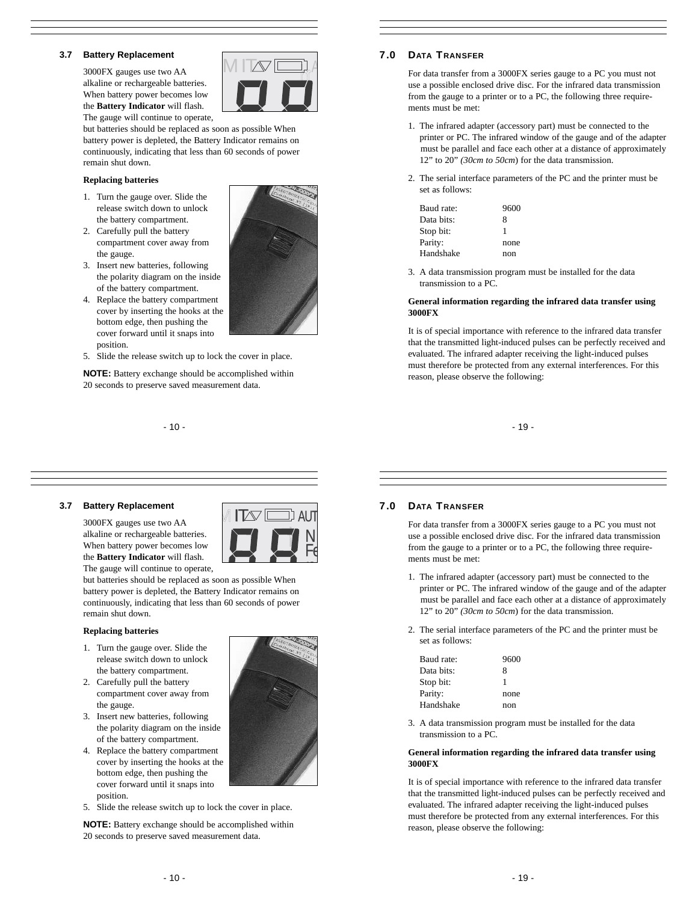### 3.7 Battery Replacement

3000FX gauges use two AA alkaline or rechargeable batteries. When battery power becomes low the **Battery Indicator** will flash. The gauge will continue to operate, but batteries should be replaced as soon as possible When battery power is depleted, the Battery Indicator remains on continuously, indicating that less than 60 seconds of power remain shut down.

**Replacing batteries**

1. Turn the gauge over. Slide the release switch down to unlock the battery compartment.
2. Carefully pull the battery compartment cover away from the gauge.
3. Insert new batteries, following the polarity diagram on the inside of the battery compartment.
4. Replace the battery compartment cover by inserting the hooks at the bottom edge, then pushing the cover forward until it snaps into position.
5. Slide the release switch up to lock the cover in place.

**NOTE:** Battery exchange should be accomplished within 20 seconds to preserve saved measurement data.

## 7.0 DATA TRANSFER

For data transfer from a 3000FX series gauge to a PC you must not use a possible enclosed drive disc. For the infrared data transmission from the gauge to a printer or to a PC, the following three requirements must be met:

1. The infrared adapter (accessory part) must be connected to the printer or PC. The infrared window of the gauge and of the adapter must be parallel and face each other at a distance of approximately 12” to 20” *(30cm to 50cm*) for the data transmission.
2. The serial interface parameters of the PC and the printer must be set as follows:

| | |
|---|---|
| Baud rate: | 9600 |
| Data bits: | 8 |
| Stop bit: | 1 |
| Parity: | none |
| Handshake | non |

3. A data transmission program must be installed for the data transmission to a PC.

**General information regarding the infrared data transfer using 3000FX**

It is of special importance with reference to the infrared data transfer that the transmitted light-induced pulses can be perfectly received and evaluated. The infrared adapter receiving the light-induced pulses must therefore be protected from any external interferences. For this reason, please observe the following:

### 3.7 Battery Replacement

3000FX gauges use two AA alkaline or rechargeable batteries. When battery power becomes low the **Battery Indicator** will flash. The gauge will continue to operate, but batteries should be replaced as soon as possible When battery power is depleted, the Battery Indicator remains on continuously, indicating that less than 60 seconds of power remain shut down.

**Replacing batteries**

1. Turn the gauge over. Slide the release switch down to unlock the battery compartment.
2. Carefully pull the battery compartment cover away from the gauge.
3. Insert new batteries, following the polarity diagram on the inside of the battery compartment.
4. Replace the battery compartment cover by inserting the hooks at the bottom edge, then pushing the cover forward until it snaps into position.
5. Slide the release switch up to lock the cover in place.

**NOTE:** Battery exchange should be accomplished within 20 seconds to preserve saved measurement data.

## 7.0 DATA TRANSFER

For data transfer from a 3000FX series gauge to a PC you must not use a possible enclosed drive disc. For the infrared data transmission from the gauge to a printer or to a PC, the following three requirements must be met:

1. The infrared adapter (accessory part) must be connected to the printer or PC. The infrared window of the gauge and of the adapter must be parallel and face each other at a distance of approximately 12” to 20” *(30cm to 50cm*) for the data transmission.
2. The serial interface parameters of the PC and the printer must be set as follows:

| | |
|---|---|
| Baud rate: | 9600 |
| Data bits: | 8 |
| Stop bit: | 1 |
| Parity: | none |
| Handshake | non |

3. A data transmission program must be installed for the data transmission to a PC.

**General information regarding the infrared data transfer using 3000FX**

It is of special importance with reference to the infrared data transfer that the transmitted light-induced pulses can be perfectly received and evaluated. The infrared adapter receiving the light-induced pulses must therefore be protected from any external interferences. For this reason, please observe the following: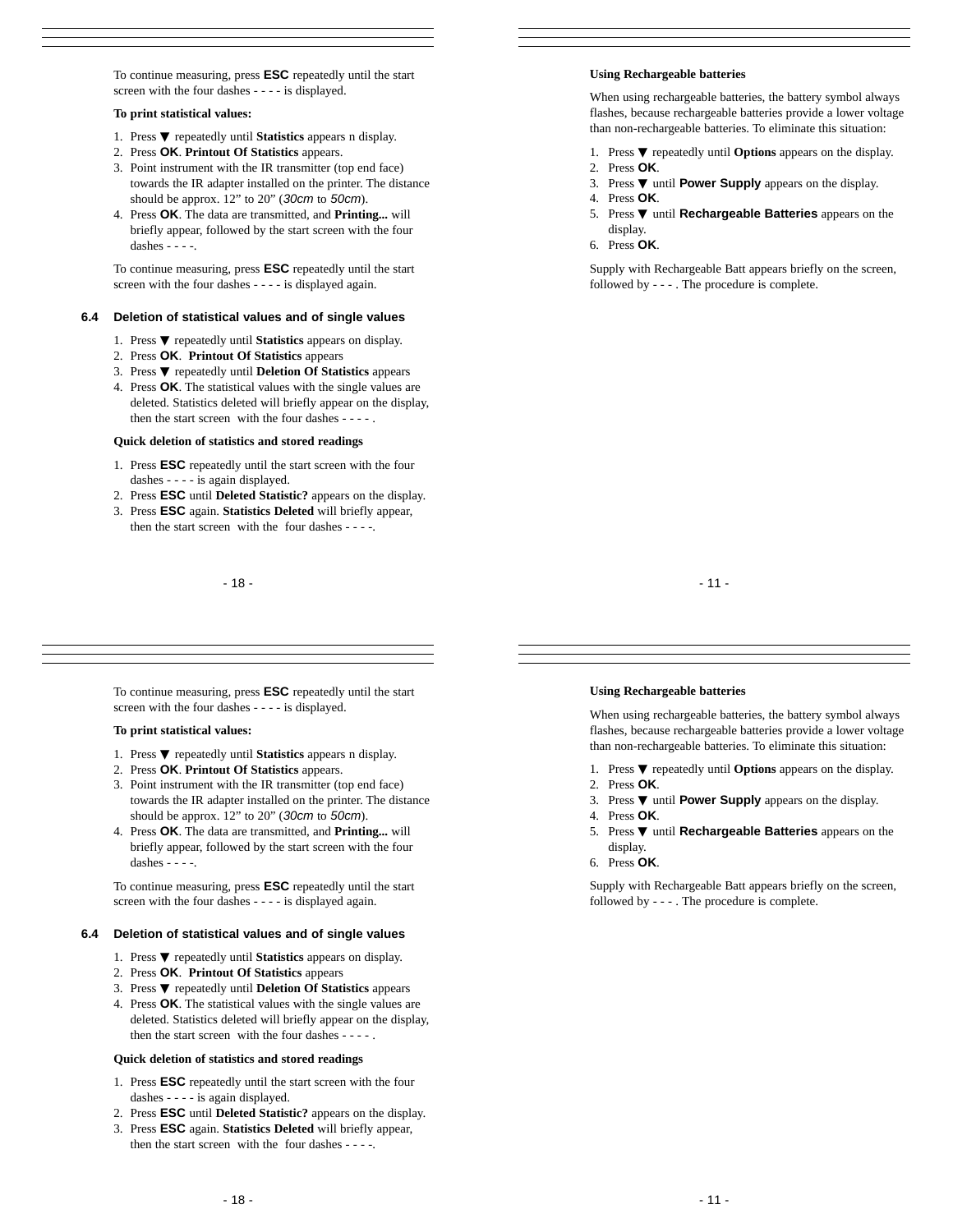To continue measuring, press **ESC** repeatedly until the start screen with the four dashes - - - - is displayed.

**To print statistical values:**

1. Press ▼ repeatedly until **Statistics** appears n display.
2. Press **OK**. **Printout Of Statistics** appears.
3. Point instrument with the IR transmitter (top end face) towards the IR adapter installed on the printer. The distance should be approx. 12” to 20” (*30cm* to *50cm*).
4. Press **OK**. The data are transmitted, and **Printing...** will briefly appear, followed by the start screen with the four dashes - - - -.

To continue measuring, press **ESC** repeatedly until the start screen with the four dashes - - - - is displayed again.

## 6.4 Deletion of statistical values and of single values

1. Press ▼ repeatedly until **Statistics** appears on display.
2. Press **OK**. **Printout Of Statistics** appears
3. Press ▼ repeatedly until **Deletion Of Statistics** appears
4. Press **OK**. The statistical values with the single values are deleted. Statistics deleted will briefly appear on the display, then the start screen with the four dashes - - - - .

**Quick deletion of statistics and stored readings**

1. Press **ESC** repeatedly until the start screen with the four dashes - - - - is again displayed.
2. Press **ESC** until **Deleted Statistic?** appears on the display.
3. Press **ESC** again. **Statistics Deleted** will briefly appear, then the start screen with the four dashes - - - -.

**Using Rechargeable batteries**

When using rechargeable batteries, the battery symbol always flashes, because rechargeable batteries provide a lower voltage than non-rechargeable batteries. To eliminate this situation:

1. Press ▼ repeatedly until **Options** appears on the display.
2. Press **OK**.
3. Press ▼ until **Power Supply** appears on the display.
4. Press **OK**.
5. Press ▼ until **Rechargeable Batteries** appears on the display.
6. Press **OK**.

Supply with Rechargeable Batt appears briefly on the screen, followed by - - - . The procedure is complete.

To continue measuring, press **ESC** repeatedly until the start screen with the four dashes - - - - is displayed.

**To print statistical values:**

1. Press ▼ repeatedly until **Statistics** appears n display.
2. Press **OK**. **Printout Of Statistics** appears.
3. Point instrument with the IR transmitter (top end face) towards the IR adapter installed on the printer. The distance should be approx. 12” to 20” (*30cm* to *50cm*).
4. Press **OK**. The data are transmitted, and **Printing...** will briefly appear, followed by the start screen with the four dashes - - - -.

To continue measuring, press **ESC** repeatedly until the start screen with the four dashes - - - - is displayed again.

## 6.4 Deletion of statistical values and of single values

1. Press ▼ repeatedly until **Statistics** appears on display.
2. Press **OK**. **Printout Of Statistics** appears
3. Press ▼ repeatedly until **Deletion Of Statistics** appears
4. Press **OK**. The statistical values with the single values are deleted. Statistics deleted will briefly appear on the display, then the start screen with the four dashes - - - - .

**Quick deletion of statistics and stored readings**

1. Press **ESC** repeatedly until the start screen with the four dashes - - - - is again displayed.
2. Press **ESC** until **Deleted Statistic?** appears on the display.
3. Press **ESC** again. **Statistics Deleted** will briefly appear, then the start screen with the four dashes - - - -.

**Using Rechargeable batteries**

When using rechargeable batteries, the battery symbol always flashes, because rechargeable batteries provide a lower voltage than non-rechargeable batteries. To eliminate this situation:

1. Press ▼ repeatedly until **Options** appears on the display.
2. Press **OK**.
3. Press ▼ until **Power Supply** appears on the display.
4. Press **OK**.
5. Press ▼ until **Rechargeable Batteries** appears on the display.
6. Press **OK**.

Supply with Rechargeable Batt appears briefly on the screen, followed by - - - . The procedure is complete.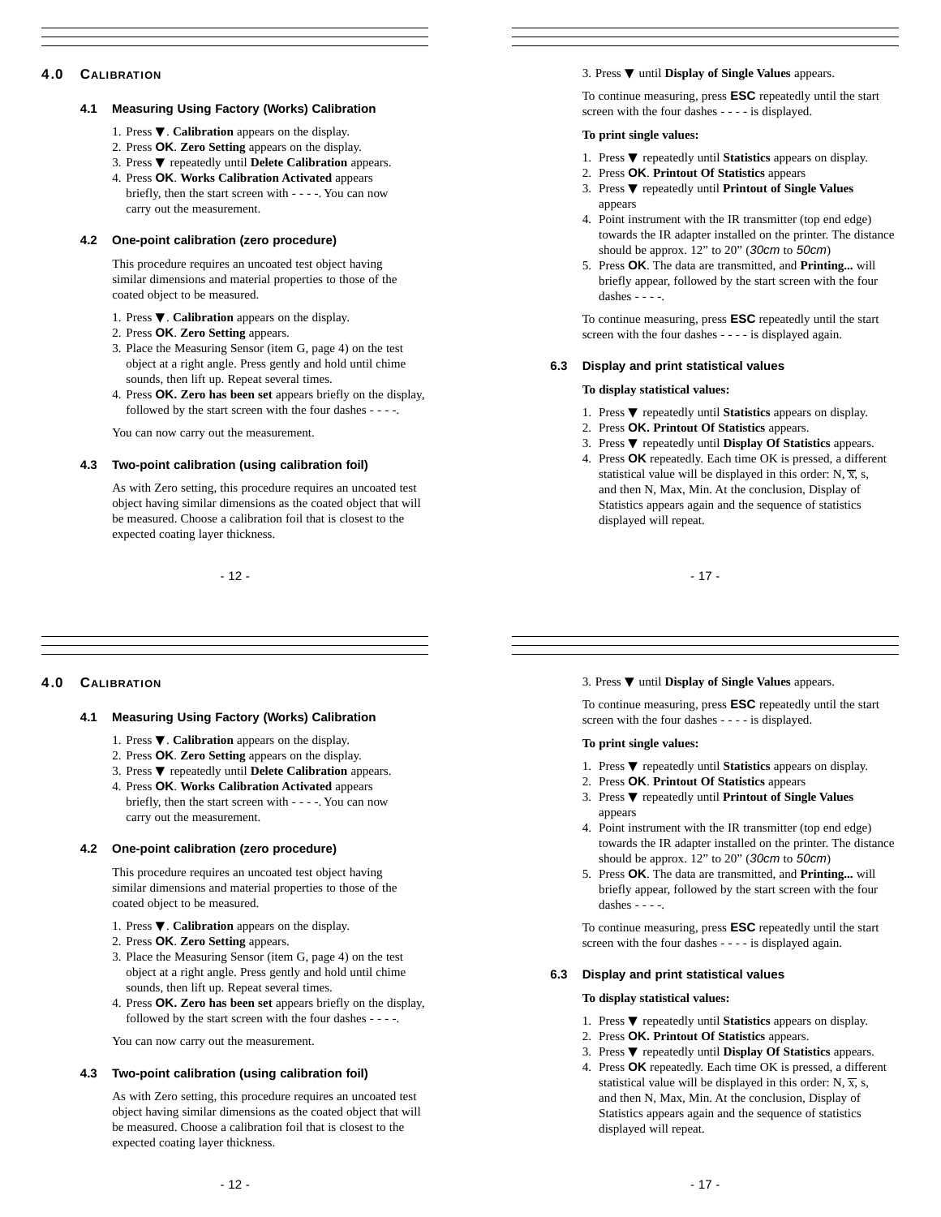## 4.0 Calibration

### 4.1 Measuring Using Factory (Works) Calibration

1. Press ▼. **Calibration** appears on the display.
2. Press **OK**. **Zero Setting** appears on the display.
3. Press ▼ repeatedly until **Delete Calibration** appears.
4. Press **OK**. **Works Calibration Activated** appears briefly, then the start screen with - - - -. You can now carry out the measurement.

### 4.2 One-point calibration (zero procedure)

This procedure requires an uncoated test object having similar dimensions and material properties to those of the coated object to be measured.

1. Press ▼. **Calibration** appears on the display.
2. Press **OK**. **Zero Setting** appears.
3. Place the Measuring Sensor (item G, page 4) on the test object at a right angle. Press gently and hold until chime sounds, then lift up. Repeat several times.
4. Press **OK. Zero has been set** appears briefly on the display, followed by the start screen with the four dashes - - - -.

You can now carry out the measurement.

### 4.3 Two-point calibration (using calibration foil)

As with Zero setting, this procedure requires an uncoated test object having similar dimensions as the coated object that will be measured. Choose a calibration foil that is closest to the expected coating layer thickness.

3. Press ▼ until **Display of Single Values** appears.

To continue measuring, press **ESC** repeatedly until the start screen with the four dashes - - - - is displayed.

**To print single values:**

1. Press ▼ repeatedly until **Statistics** appears on display.
2. Press **OK**. **Printout Of Statistics** appears
3. Press ▼ repeatedly until **Printout of Single Values** appears
4. Point instrument with the IR transmitter (top end edge) towards the IR adapter installed on the printer. The distance should be approx. 12" to 20" (*30cm* to *50cm*)
5. Press **OK**. The data are transmitted, and **Printing...** will briefly appear, followed by the start screen with the four dashes - - - -.

To continue measuring, press **ESC** repeatedly until the start screen with the four dashes - - - - is displayed again.

### 6.3 Display and print statistical values

**To display statistical values:**

1. Press ▼ repeatedly until **Statistics** appears on display.
2. Press **OK. Printout Of Statistics** appears.
3. Press ▼ repeatedly until **Display Of Statistics** appears.
4. Press **OK** repeatedly. Each time OK is pressed, a different statistical value will be displayed in this order: N, $\bar{x}$, s, and then N, Max, Min. At the conclusion, Display of Statistics appears again and the sequence of statistics displayed will repeat.

## 4.0 Calibration

### 4.1 Measuring Using Factory (Works) Calibration

1. Press ▼. **Calibration** appears on the display.
2. Press **OK**. **Zero Setting** appears on the display.
3. Press ▼ repeatedly until **Delete Calibration** appears.
4. Press **OK**. **Works Calibration Activated** appears briefly, then the start screen with - - - -. You can now carry out the measurement.

### 4.2 One-point calibration (zero procedure)

This procedure requires an uncoated test object having similar dimensions and material properties to those of the coated object to be measured.

1. Press ▼. **Calibration** appears on the display.
2. Press **OK**. **Zero Setting** appears.
3. Place the Measuring Sensor (item G, page 4) on the test object at a right angle. Press gently and hold until chime sounds, then lift up. Repeat several times.
4. Press **OK. Zero has been set** appears briefly on the display, followed by the start screen with the four dashes - - - -.

You can now carry out the measurement.

### 4.3 Two-point calibration (using calibration foil)

As with Zero setting, this procedure requires an uncoated test object having similar dimensions as the coated object that will be measured. Choose a calibration foil that is closest to the expected coating layer thickness.

3. Press ▼ until **Display of Single Values** appears.

To continue measuring, press **ESC** repeatedly until the start screen with the four dashes - - - - is displayed.

**To print single values:**

1. Press ▼ repeatedly until **Statistics** appears on display.
2. Press **OK**. **Printout Of Statistics** appears
3. Press ▼ repeatedly until **Printout of Single Values** appears
4. Point instrument with the IR transmitter (top end edge) towards the IR adapter installed on the printer. The distance should be approx. 12" to 20" (*30cm* to *50cm*)
5. Press **OK**. The data are transmitted, and **Printing...** will briefly appear, followed by the start screen with the four dashes - - - -.

To continue measuring, press **ESC** repeatedly until the start screen with the four dashes - - - - is displayed again.

### 6.3 Display and print statistical values

**To display statistical values:**

1. Press ▼ repeatedly until **Statistics** appears on display.
2. Press **OK. Printout Of Statistics** appears.
3. Press ▼ repeatedly until **Display Of Statistics** appears.
4. Press **OK** repeatedly. Each time OK is pressed, a different statistical value will be displayed in this order: N, $\bar{x}$, s, and then N, Max, Min. At the conclusion, Display of Statistics appears again and the sequence of statistics displayed will repeat.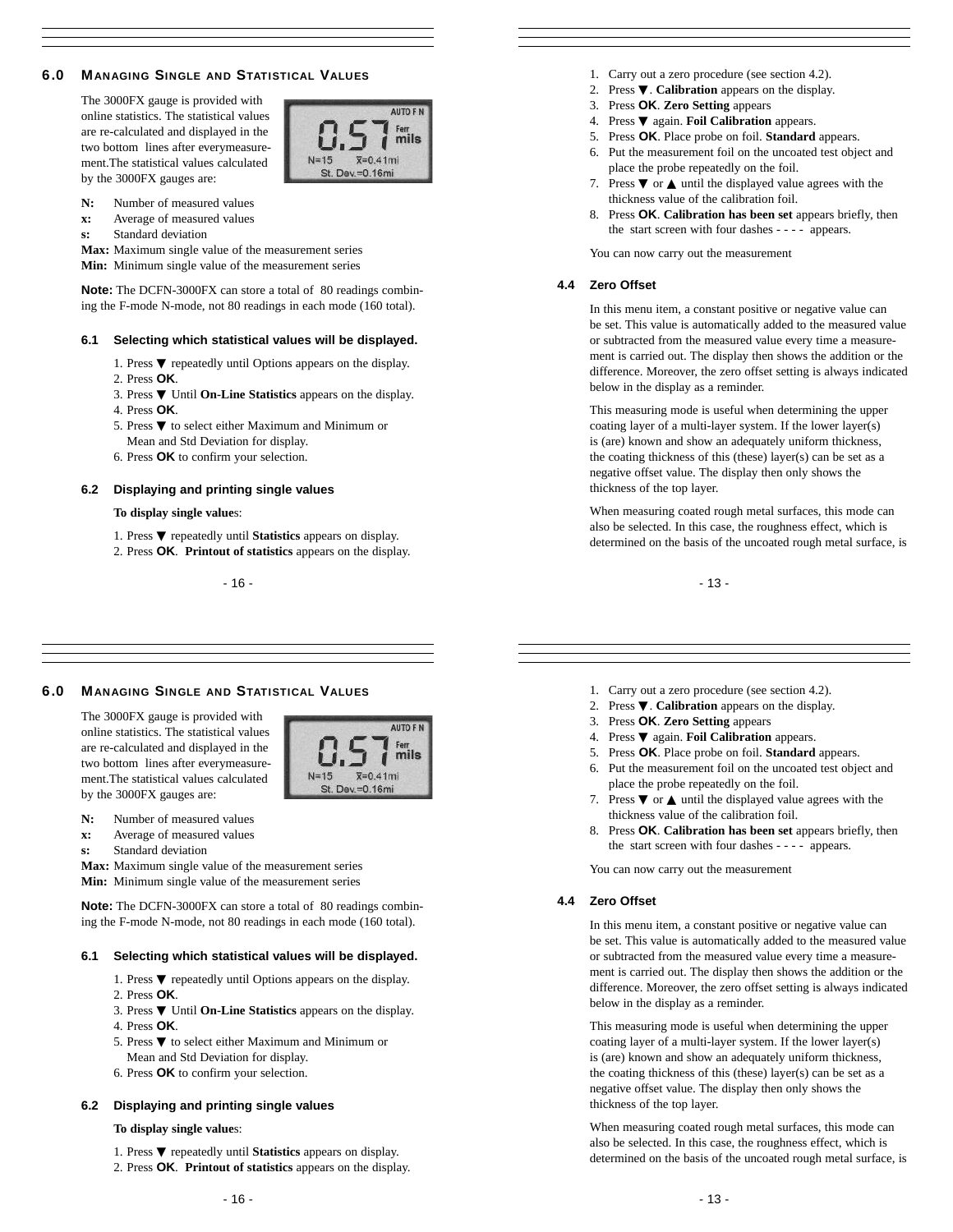## 6.0 Managing Single and Statistical Values

The 3000FX gauge is provided with online statistics. The statistical values are re-calculated and displayed in the two bottom lines after everymeasurement.The statistical values calculated by the 3000FX gauges are:

**N:** Number of measured values
**x:** Average of measured values
**s:** Standard deviation
**Max:** Maximum single value of the measurement series
**Min:** Minimum single value of the measurement series

**Note:** The DCFN-3000FX can store a total of 80 readings combining the F-mode N-mode, not 80 readings in each mode (160 total).

### 6.1 Selecting which statistical values will be displayed.

1. Press ▼ repeatedly until Options appears on the display.
2. Press **OK**.
3. Press ▼ Until **On-Line Statistics** appears on the display.
4. Press **OK**.
5. Press ▼ to select either Maximum and Minimum or Mean and Std Deviation for display.
6. Press **OK** to confirm your selection.

### 6.2 Displaying and printing single values

**To display single value**s:

1. Press ▼ repeatedly until **Statistics** appears on display.
2. Press **OK**. **Printout of statistics** appears on the display.

1. Carry out a zero procedure (see section 4.2).
2. Press ▼. **Calibration** appears on the display.
3. Press **OK**. **Zero Setting** appears
4. Press ▼ again. **Foil Calibration** appears.
5. Press **OK**. Place probe on foil. **Standard** appears.
6. Put the measurement foil on the uncoated test object and place the probe repeatedly on the foil.
7. Press ▼ or ▲ until the displayed value agrees with the thickness value of the calibration foil.
8. Press **OK**. **Calibration has been set** appears briefly, then the start screen with four dashes - - - - appears.

You can now carry out the measurement

### 4.4 Zero Offset

In this menu item, a constant positive or negative value can be set. This value is automatically added to the measured value or subtracted from the measured value every time a measurement is carried out. The display then shows the addition or the difference. Moreover, the zero offset setting is always indicated below in the display as a reminder.

This measuring mode is useful when determining the upper coating layer of a multi-layer system. If the lower layer(s) is (are) known and show an adequately uniform thickness, the coating thickness of this (these) layer(s) can be set as a negative offset value. The display then only shows the thickness of the top layer.

When measuring coated rough metal surfaces, this mode can also be selected. In this case, the roughness effect, which is determined on the basis of the uncoated rough metal surface, is

## 6.0 Managing Single and Statistical Values

The 3000FX gauge is provided with online statistics. The statistical values are re-calculated and displayed in the two bottom lines after everymeasurement.The statistical values calculated by the 3000FX gauges are:

**N:** Number of measured values
**x:** Average of measured values
**s:** Standard deviation
**Max:** Maximum single value of the measurement series
**Min:** Minimum single value of the measurement series

**Note:** The DCFN-3000FX can store a total of 80 readings combining the F-mode N-mode, not 80 readings in each mode (160 total).

### 6.1 Selecting which statistical values will be displayed.

1. Press ▼ repeatedly until Options appears on the display.
2. Press **OK**.
3. Press ▼ Until **On-Line Statistics** appears on the display.
4. Press **OK**.
5. Press ▼ to select either Maximum and Minimum or Mean and Std Deviation for display.
6. Press **OK** to confirm your selection.

### 6.2 Displaying and printing single values

**To display single value**s:

1. Press ▼ repeatedly until **Statistics** appears on display.
2. Press **OK**. **Printout of statistics** appears on the display.

1. Carry out a zero procedure (see section 4.2).
2. Press ▼. **Calibration** appears on the display.
3. Press **OK**. **Zero Setting** appears
4. Press ▼ again. **Foil Calibration** appears.
5. Press **OK**. Place probe on foil. **Standard** appears.
6. Put the measurement foil on the uncoated test object and place the probe repeatedly on the foil.
7. Press ▼ or ▲ until the displayed value agrees with the thickness value of the calibration foil.
8. Press **OK**. **Calibration has been set** appears briefly, then the start screen with four dashes - - - - appears.

You can now carry out the measurement

### 4.4 Zero Offset

In this menu item, a constant positive or negative value can be set. This value is automatically added to the measured value or subtracted from the measured value every time a measurement is carried out. The display then shows the addition or the difference. Moreover, the zero offset setting is always indicated below in the display as a reminder.

This measuring mode is useful when determining the upper coating layer of a multi-layer system. If the lower layer(s) is (are) known and show an adequately uniform thickness, the coating thickness of this (these) layer(s) can be set as a negative offset value. The display then only shows the thickness of the top layer.

When measuring coated rough metal surfaces, this mode can also be selected. In this case, the roughness effect, which is determined on the basis of the uncoated rough metal surface, is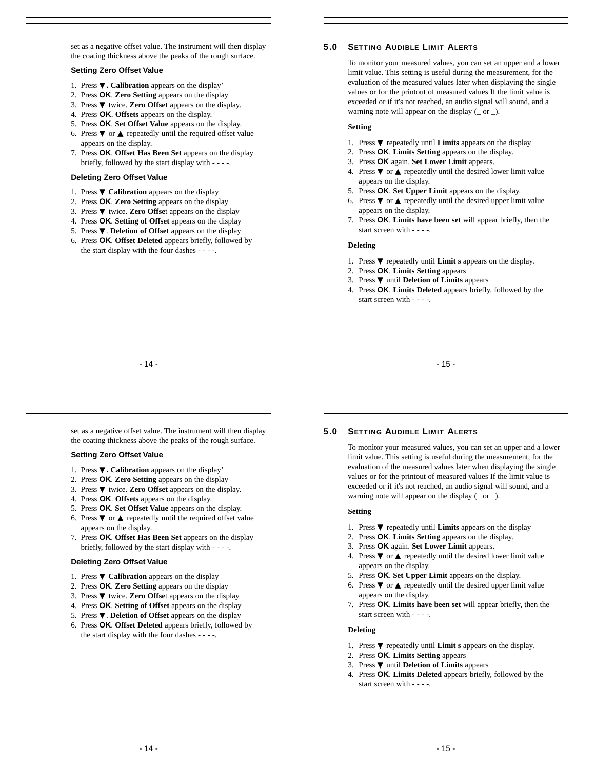set as a negative offset value. The instrument will then display the coating thickness above the peaks of the rough surface.

### Setting Zero Offset Value

1. Press ▼. **Calibration** appears on the display'
2. Press **OK**. **Zero Setting** appears on the display
3. Press ▼ twice. **Zero Offset** appears on the display.
4. Press **OK**. **Offsets** appears on the display.
5. Press **OK**. **Set Offset Value** appears on the display.
6. Press ▼ or ▲ repeatedly until the required offset value appears on the display.
7. Press **OK**. **Offset Has Been Set** appears on the display briefly, followed by the start display with - - - -.

### Deleting Zero Offset Value

1. Press ▼ **Calibration** appears on the display
2. Press **OK**. **Zero Setting** appears on the display
3. Press ▼ twice. **Zero Offse**t appears on the display
4. Press **OK**. **Setting of Offset** appears on the display
5. Press ▼. **Deletion of Offset** appears on the display
6. Press **OK**. **Offset Deleted** appears briefly, followed by the start display with the four dashes - - - -.

## 5.0 Setting Audible Limit Alerts

To monitor your measured values, you can set an upper and a lower limit value. This setting is useful during the measurement, for the evaluation of the measured values later when displaying the single values or for the printout of measured values If the limit value is exceeded or if it's not reached, an audio signal will sound, and a warning note will appear on the display (_ or _).

### Setting

1. Press ▼ repeatedly until **Limits** appears on the display
2. Press **OK**. **Limits Setting** appears on the display.
3. Press **OK** again. **Set Lower Limit** appears.
4. Press ▼ or ▲ repeatedly until the desired lower limit value appears on the display.
5. Press **OK**. **Set Upper Limit** appears on the display.
6. Press ▼ or ▲ repeatedly until the desired upper limit value appears on the display.
7. Press **OK**. **Limits have been set** will appear briefly, then the start screen with - - - -.

### Deleting

1. Press ▼ repeatedly until **Limit s** appears on the display.
2. Press **OK**. **Limits Setting** appears
3. Press ▼ until **Deletion of Limits** appears
4. Press **OK**. **Limits Deleted** appears briefly, followed by the start screen with - - - -.

set as a negative offset value. The instrument will then display the coating thickness above the peaks of the rough surface.

### Setting Zero Offset Value

1. Press ▼. **Calibration** appears on the display'
2. Press **OK**. **Zero Setting** appears on the display
3. Press ▼ twice. **Zero Offset** appears on the display.
4. Press **OK**. **Offsets** appears on the display.
5. Press **OK**. **Set Offset Value** appears on the display.
6. Press ▼ or ▲ repeatedly until the required offset value appears on the display.
7. Press **OK**. **Offset Has Been Set** appears on the display briefly, followed by the start display with - - - -.

### Deleting Zero Offset Value

1. Press ▼ **Calibration** appears on the display
2. Press **OK**. **Zero Setting** appears on the display
3. Press ▼ twice. **Zero Offse**t appears on the display
4. Press **OK**. **Setting of Offset** appears on the display
5. Press ▼. **Deletion of Offset** appears on the display
6. Press **OK**. **Offset Deleted** appears briefly, followed by the start display with the four dashes - - - -.

## 5.0 Setting Audible Limit Alerts

To monitor your measured values, you can set an upper and a lower limit value. This setting is useful during the measurement, for the evaluation of the measured values later when displaying the single values or for the printout of measured values If the limit value is exceeded or if it's not reached, an audio signal will sound, and a warning note will appear on the display (_ or _).

### Setting

1. Press ▼ repeatedly until **Limits** appears on the display
2. Press **OK**. **Limits Setting** appears on the display.
3. Press **OK** again. **Set Lower Limit** appears.
4. Press ▼ or ▲ repeatedly until the desired lower limit value appears on the display.
5. Press **OK**. **Set Upper Limit** appears on the display.
6. Press ▼ or ▲ repeatedly until the desired upper limit value appears on the display.
7. Press **OK**. **Limits have been set** will appear briefly, then the start screen with - - - -.

### Deleting

1. Press ▼ repeatedly until **Limit s** appears on the display.
2. Press **OK**. **Limits Setting** appears
3. Press ▼ until **Deletion of Limits** appears
4. Press **OK**. **Limits Deleted** appears briefly, followed by the start screen with - - - -.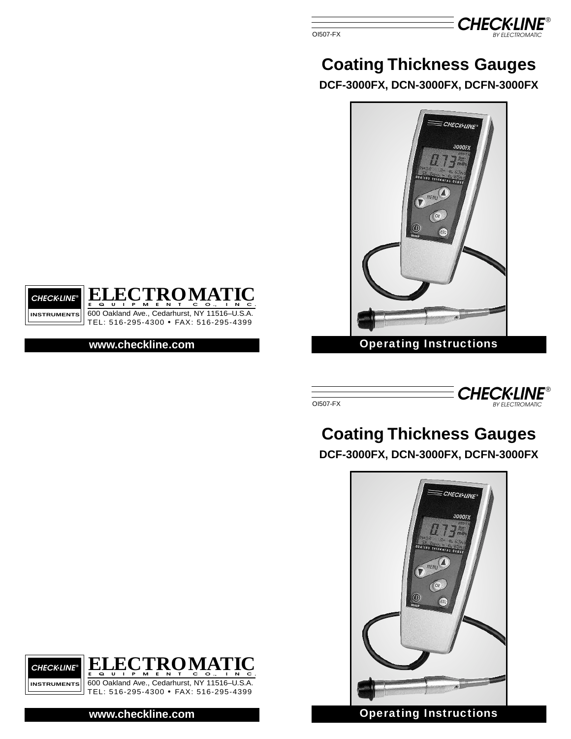OI507-FX

CHECK·LINE®
BY ELECTROMATIC

# Coating Thickness Gauges

## DCF-3000FX, DCN-3000FX, DCFN-3000FX

**Operating Instructions**

CHECK·LINE® INSTRUMENTS

**ELECTROMATIC**
EQUIPMENT CO., INC.

600 Oakland Ave., Cedarhurst, NY 11516–U.S.A.
TEL: 516-295-4300 • FAX: 516-295-4399

**www.checkline.com**

OI507-FX

CHECK·LINE®
BY ELECTROMATIC

# Coating Thickness Gauges

## DCF-3000FX, DCN-3000FX, DCFN-3000FX

**Operating Instructions**

CHECK·LINE® INSTRUMENTS

**ELECTROMATIC**
EQUIPMENT CO., INC.

600 Oakland Ave., Cedarhurst, NY 11516–U.S.A.
TEL: 516-295-4300 • FAX: 516-295-4399

**www.checkline.com**